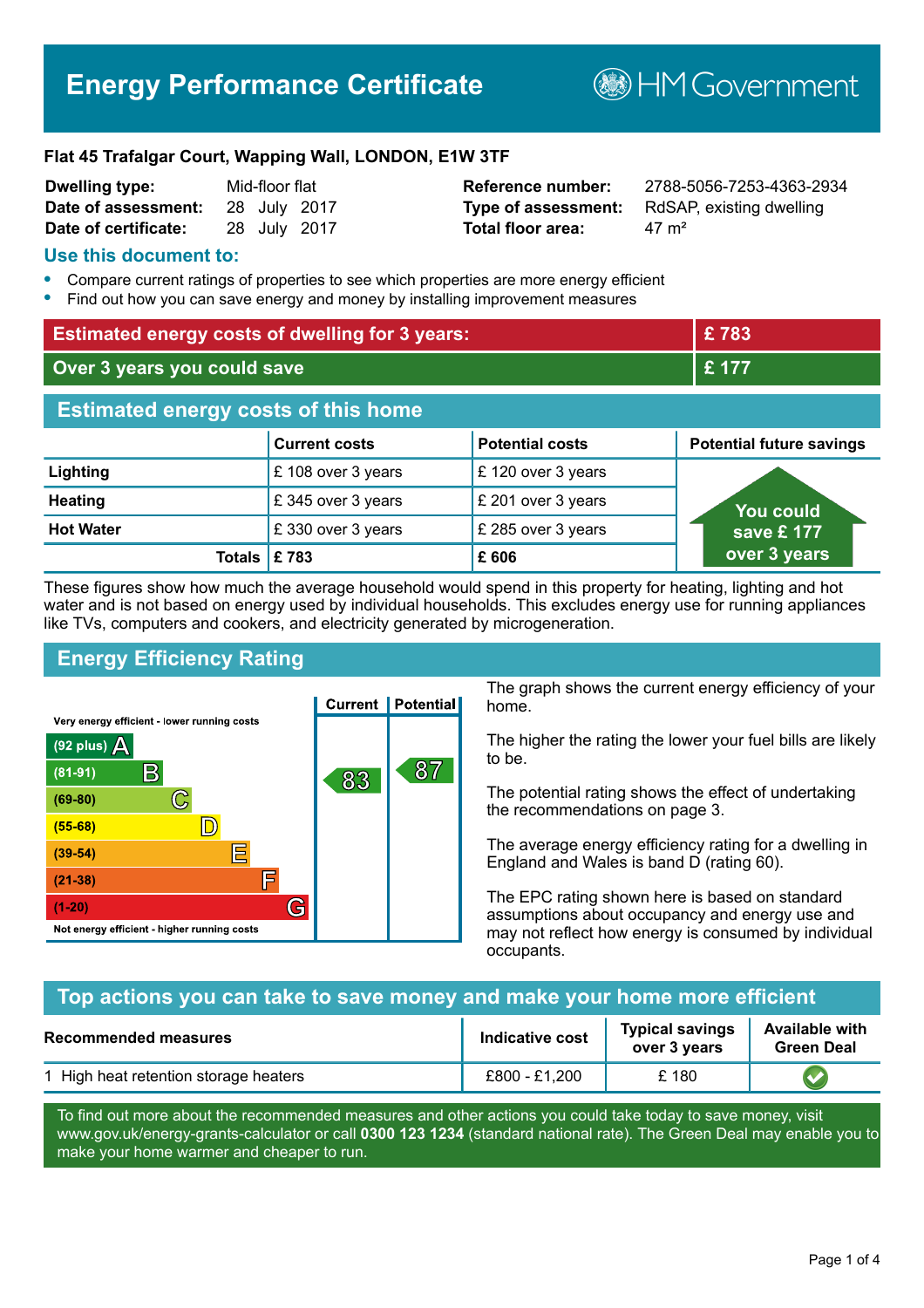# Energy Performance Certificate

HM Government

**Flat 45 Trafalgar Court, Wapping Wall, LONDON, E1W 3TF**

| | | | |
|---|---|---|---|
| **Dwelling type:** | Mid-floor flat | **Reference number:** | 2788-5056-7253-4363-2934 |
| **Date of assessment:** | 28 July 2017 | **Type of assessment:** | RdSAP, existing dwelling |
| **Date of certificate:** | 28 July 2017 | **Total floor area:** | 47 m² |

## Use this document to:

- Compare current ratings of properties to see which properties are more energy efficient
- Find out how you can save energy and money by installing improvement measures

| | |
|---|---|
| **Estimated energy costs of dwelling for 3 years:** | **£ 783** |
| **Over 3 years you could save** | **£ 177** |

## Estimated energy costs of this home

| | Current costs | Potential costs | Potential future savings |
|---|---|---|---|
| **Lighting** | £ 108 over 3 years | £ 120 over 3 years | You could save £ 177 over 3 years |
| **Heating** | £ 345 over 3 years | £ 201 over 3 years | |
| **Hot Water** | £ 330 over 3 years | £ 285 over 3 years | |
| **Totals** | **£ 783** | **£ 606** | |

These figures show how much the average household would spend in this property for heating, lighting and hot water and is not based on energy used by individual households. This excludes energy use for running appliances like TVs, computers and cookers, and electricity generated by microgeneration.

## Energy Efficiency Rating

| Rating band | Current | Potential |
|---|---|---|
| Very energy efficient - lower running costs | | |
| (92 plus) A | | |
| (81-91) B | 83 | 87 |
| (69-80) C | | |
| (55-68) D | | |
| (39-54) E | | |
| (21-38) F | | |
| (1-20) G | | |
| Not energy efficient - higher running costs | | |

The graph shows the current energy efficiency of your home.

The higher the rating the lower your fuel bills are likely to be.

The potential rating shows the effect of undertaking the recommendations on page 3.

The average energy efficiency rating for a dwelling in England and Wales is band D (rating 60).

The EPC rating shown here is based on standard assumptions about occupancy and energy use and may not reflect how energy is consumed by individual occupants.

## Top actions you can take to save money and make your home more efficient

| Recommended measures | Indicative cost | Typical savings over 3 years | Available with Green Deal |
|---|---|---|---|
| 1 High heat retention storage heaters | £800 - £1,200 | £ 180 | ✔ |

To find out more about the recommended measures and other actions you could take today to save money, visit www.gov.uk/energy-grants-calculator or call **0300 123 1234** (standard national rate). The Green Deal may enable you to make your home warmer and cheaper to run.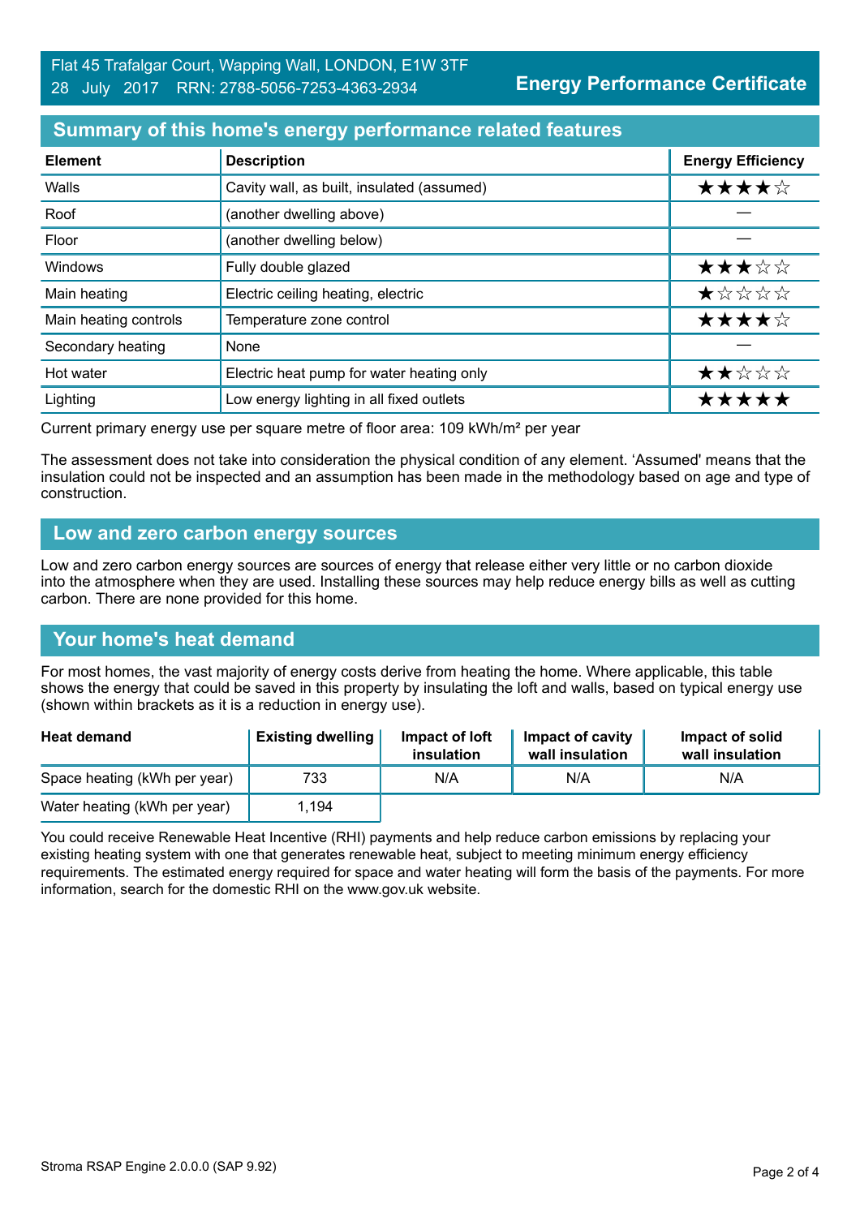Flat 45 Trafalgar Court, Wapping Wall, LONDON, E1W 3TF
28 July 2017 RRN: 2788-5056-7253-4363-2934

**Energy Performance Certificate**

## Summary of this home's energy performance related features

| Element | Description | Energy Efficiency |
|---|---|---|
| Walls | Cavity wall, as built, insulated (assumed) | ★★★★☆ |
| Roof | (another dwelling above) | — |
| Floor | (another dwelling below) | — |
| Windows | Fully double glazed | ★★★☆☆ |
| Main heating | Electric ceiling heating, electric | ★☆☆☆☆ |
| Main heating controls | Temperature zone control | ★★★★☆ |
| Secondary heating | None | — |
| Hot water | Electric heat pump for water heating only | ★★☆☆☆ |
| Lighting | Low energy lighting in all fixed outlets | ★★★★★ |

Current primary energy use per square metre of floor area: 109 kWh/m² per year

The assessment does not take into consideration the physical condition of any element. 'Assumed' means that the insulation could not be inspected and an assumption has been made in the methodology based on age and type of construction.

## Low and zero carbon energy sources

Low and zero carbon energy sources are sources of energy that release either very little or no carbon dioxide into the atmosphere when they are used. Installing these sources may help reduce energy bills as well as cutting carbon. There are none provided for this home.

## Your home's heat demand

For most homes, the vast majority of energy costs derive from heating the home. Where applicable, this table shows the energy that could be saved in this property by insulating the loft and walls, based on typical energy use (shown within brackets as it is a reduction in energy use).

| Heat demand | Existing dwelling | Impact of loft insulation | Impact of cavity wall insulation | Impact of solid wall insulation |
|---|---|---|---|---|
| Space heating (kWh per year) | 733 | N/A | N/A | N/A |
| Water heating (kWh per year) | 1,194 | | | |

You could receive Renewable Heat Incentive (RHI) payments and help reduce carbon emissions by replacing your existing heating system with one that generates renewable heat, subject to meeting minimum energy efficiency requirements. The estimated energy required for space and water heating will form the basis of the payments. For more information, search for the domestic RHI on the www.gov.uk website.

Stroma RSAP Engine 2.0.0.0 (SAP 9.92)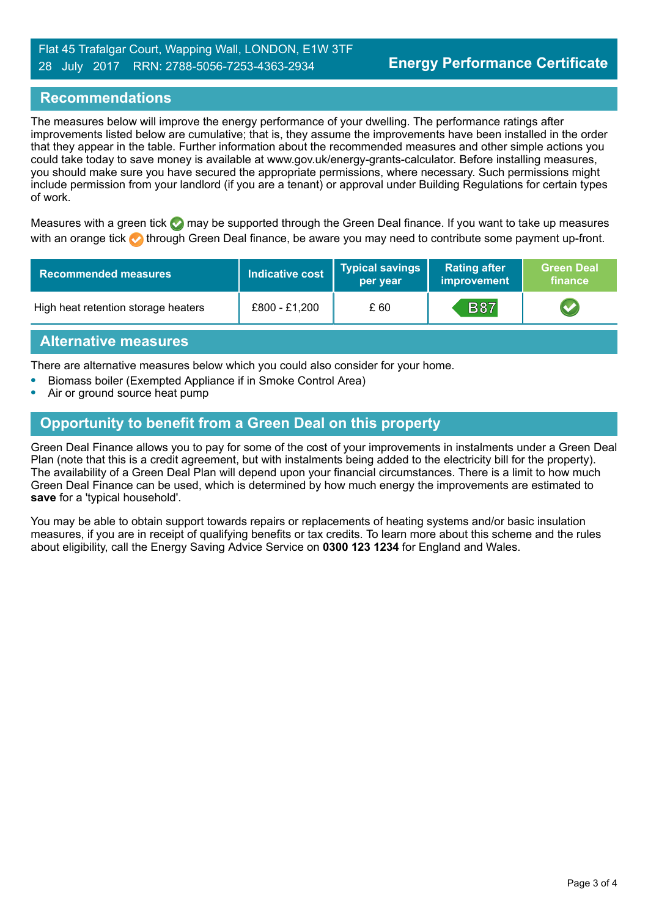Flat 45 Trafalgar Court, Wapping Wall, LONDON, E1W 3TF
28 July 2017 RRN: 2788-5056-7253-4363-2934

**Energy Performance Certificate**

## Recommendations

The measures below will improve the energy performance of your dwelling. The performance ratings after improvements listed below are cumulative; that is, they assume the improvements have been installed in the order that they appear in the table. Further information about the recommended measures and other simple actions you could take today to save money is available at www.gov.uk/energy-grants-calculator. Before installing measures, you should make sure you have secured the appropriate permissions, where necessary. Such permissions might include permission from your landlord (if you are a tenant) or approval under Building Regulations for certain types of work.

Measures with a green tick ✓ may be supported through the Green Deal finance. If you want to take up measures with an orange tick ✓ through Green Deal finance, be aware you may need to contribute some payment up-front.

| Recommended measures | Indicative cost | Typical savings per year | Rating after improvement | Green Deal finance |
|---|---|---|---|---|
| High heat retention storage heaters | £800 - £1,200 | £ 60 | B87 | ✓ |

## Alternative measures

There are alternative measures below which you could also consider for your home.

- Biomass boiler (Exempted Appliance if in Smoke Control Area)
- Air or ground source heat pump

## Opportunity to benefit from a Green Deal on this property

Green Deal Finance allows you to pay for some of the cost of your improvements in instalments under a Green Deal Plan (note that this is a credit agreement, but with instalments being added to the electricity bill for the property). The availability of a Green Deal Plan will depend upon your financial circumstances. There is a limit to how much Green Deal Finance can be used, which is determined by how much energy the improvements are estimated to **save** for a 'typical household'.

You may be able to obtain support towards repairs or replacements of heating systems and/or basic insulation measures, if you are in receipt of qualifying benefits or tax credits. To learn more about this scheme and the rules about eligibility, call the Energy Saving Advice Service on **0300 123 1234** for England and Wales.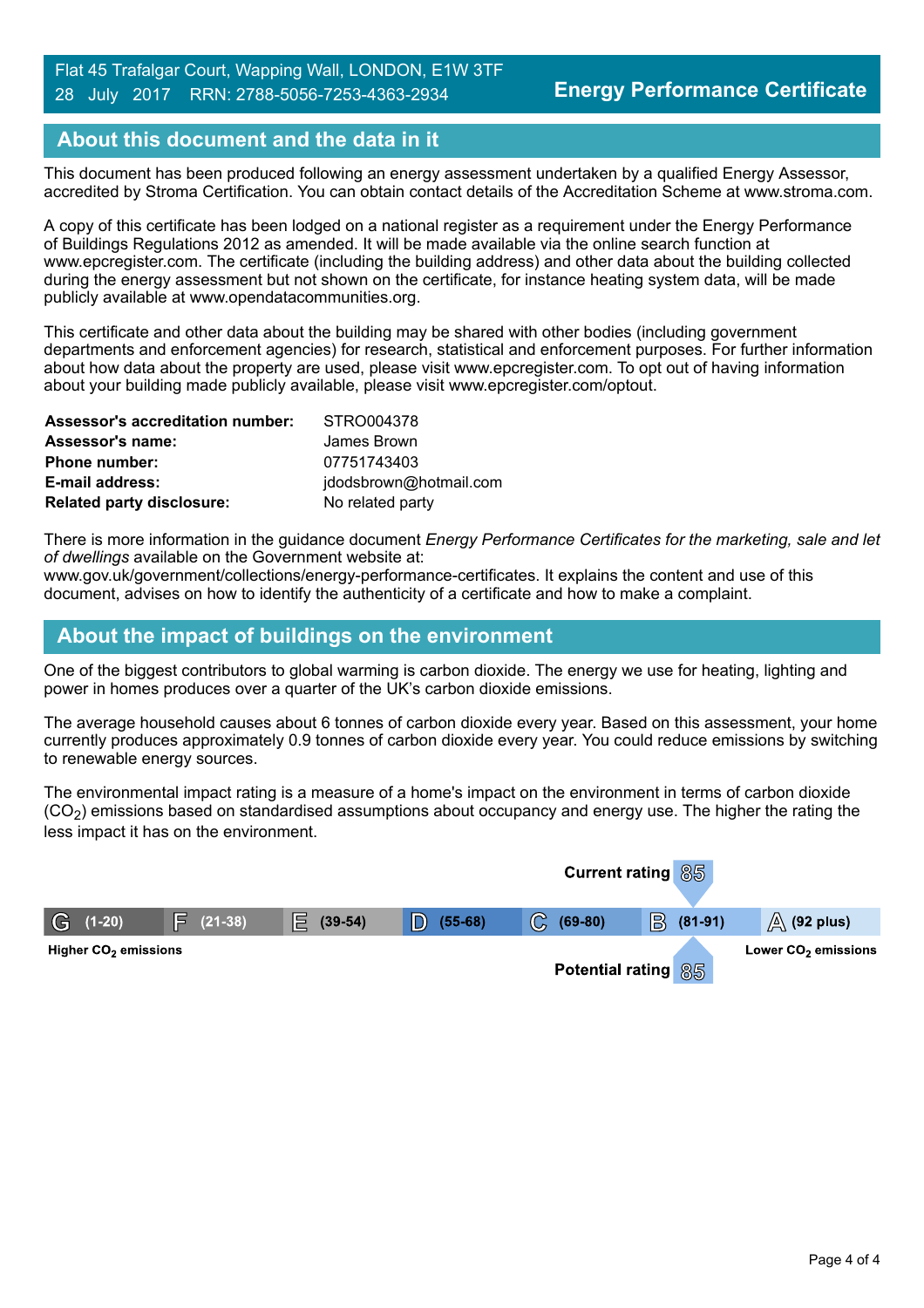Flat 45 Trafalgar Court, Wapping Wall, LONDON, E1W 3TF
28 July 2017 RRN: 2788-5056-7253-4363-2934

**Energy Performance Certificate**

## About this document and the data in it

This document has been produced following an energy assessment undertaken by a qualified Energy Assessor, accredited by Stroma Certification. You can obtain contact details of the Accreditation Scheme at www.stroma.com.

A copy of this certificate has been lodged on a national register as a requirement under the Energy Performance of Buildings Regulations 2012 as amended. It will be made available via the online search function at www.epcregister.com. The certificate (including the building address) and other data about the building collected during the energy assessment but not shown on the certificate, for instance heating system data, will be made publicly available at www.opendatacommunities.org.

This certificate and other data about the building may be shared with other bodies (including government departments and enforcement agencies) for research, statistical and enforcement purposes. For further information about how data about the property are used, please visit www.epcregister.com. To opt out of having information about your building made publicly available, please visit www.epcregister.com/optout.

| | |
|---|---|
| **Assessor's accreditation number:** | STRO004378 |
| **Assessor's name:** | James Brown |
| **Phone number:** | 07751743403 |
| **E-mail address:** | jdodsbrown@hotmail.com |
| **Related party disclosure:** | No related party |

There is more information in the guidance document *Energy Performance Certificates for the marketing, sale and let of dwellings* available on the Government website at: www.gov.uk/government/collections/energy-performance-certificates. It explains the content and use of this document, advises on how to identify the authenticity of a certificate and how to make a complaint.

## About the impact of buildings on the environment

One of the biggest contributors to global warming is carbon dioxide. The energy we use for heating, lighting and power in homes produces over a quarter of the UK's carbon dioxide emissions.

The average household causes about 6 tonnes of carbon dioxide every year. Based on this assessment, your home currently produces approximately 0.9 tonnes of carbon dioxide every year. You could reduce emissions by switching to renewable energy sources.

The environmental impact rating is a measure of a home's impact on the environment in terms of carbon dioxide ($CO_2$) emissions based on standardised assumptions about occupancy and energy use. The higher the rating the less impact it has on the environment.

Current rating 85

G (1-20)
F (21-38)
E (39-54)
D (55-68)
C (69-80)
B (81-91)
A (92 plus)

Higher $CO_2$ emissions

Lower $CO_2$ emissions

Potential rating 85